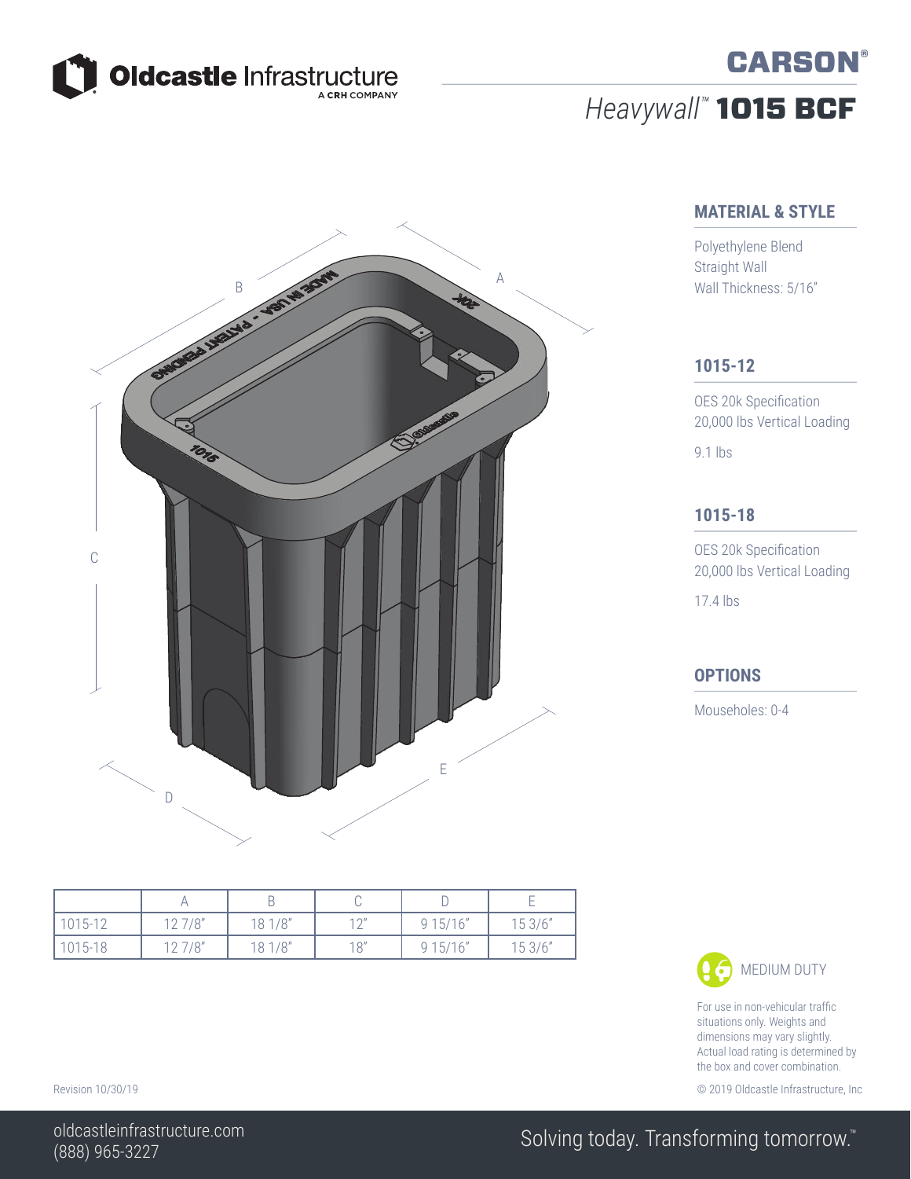Oldcastle Infrastructure
A CRH COMPANY

# CARSON®

## *Heavywall™* **1015 BCF**

### MATERIAL & STYLE

Polyethylene Blend
Straight Wall
Wall Thickness: 5/16"

### 1015-12

OES 20k Specification
20,000 lbs Vertical Loading

9.1 lbs

### 1015-18

OES 20k Specification
20,000 lbs Vertical Loading

17.4 lbs

### OPTIONS

Mouseholes: 0-4

| | A | B | C | D | E |
|---|---|---|---|---|---|
| 1015-12 | 12 7/8" | 18 1/8" | 12" | 9 15/16" | 15 3/6" |
| 1015-18 | 12 7/8" | 18 1/8" | 18" | 9 15/16" | 15 3/6" |

MEDIUM DUTY

For use in non-vehicular traffic situations only. Weights and dimensions may vary slightly. Actual load rating is determined by the box and cover combination.

Revision 10/30/19

© 2019 Oldcastle Infrastructure, Inc

oldcastleinfrastructure.com
(888) 965-3227

Solving today. Transforming tomorrow.™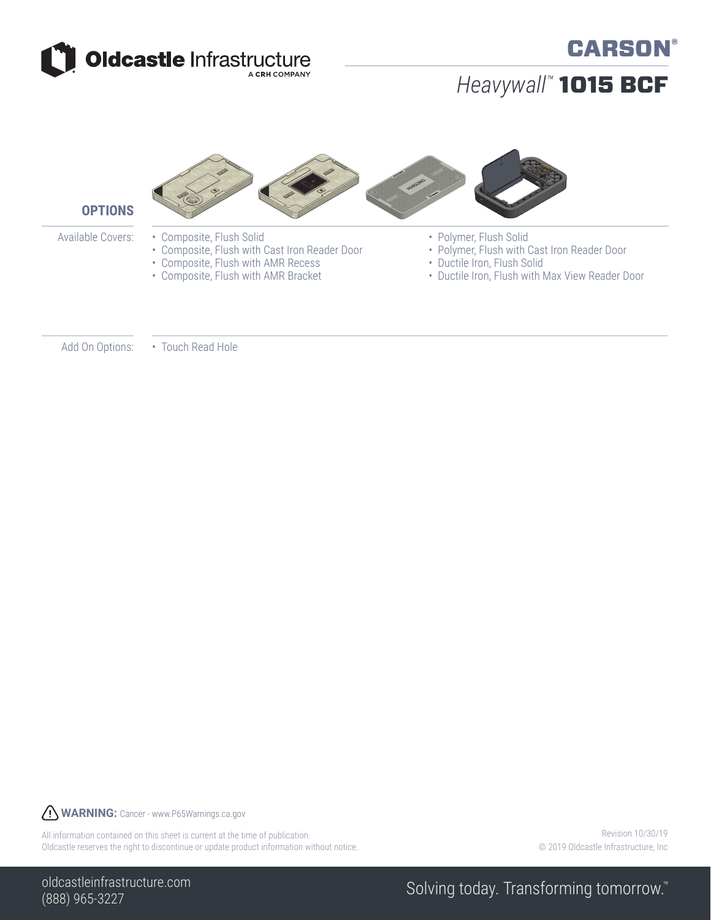# CARSON®

## *Heavywall™* **1015 BCF**

### OPTIONS

Available Covers:

- Composite, Flush Solid
- Composite, Flush with Cast Iron Reader Door
- Composite, Flush with AMR Recess
- Composite, Flush with AMR Bracket
- Polymer, Flush Solid
- Polymer, Flush with Cast Iron Reader Door
- Ductile Iron, Flush Solid
- Ductile Iron, Flush with Max View Reader Door

Add On Options:

- Touch Read Hole

**WARNING:** Cancer - www.P65Warnings.ca.gov

All information contained on this sheet is current at the time of publication.
Oldcastle reserves the right to discontinue or update product information without notice.

Revision 10/30/19
© 2019 Oldcastle Infrastructure, Inc

oldcastleinfrastructure.com
(888) 965-3227

Solving today. Transforming tomorrow.™